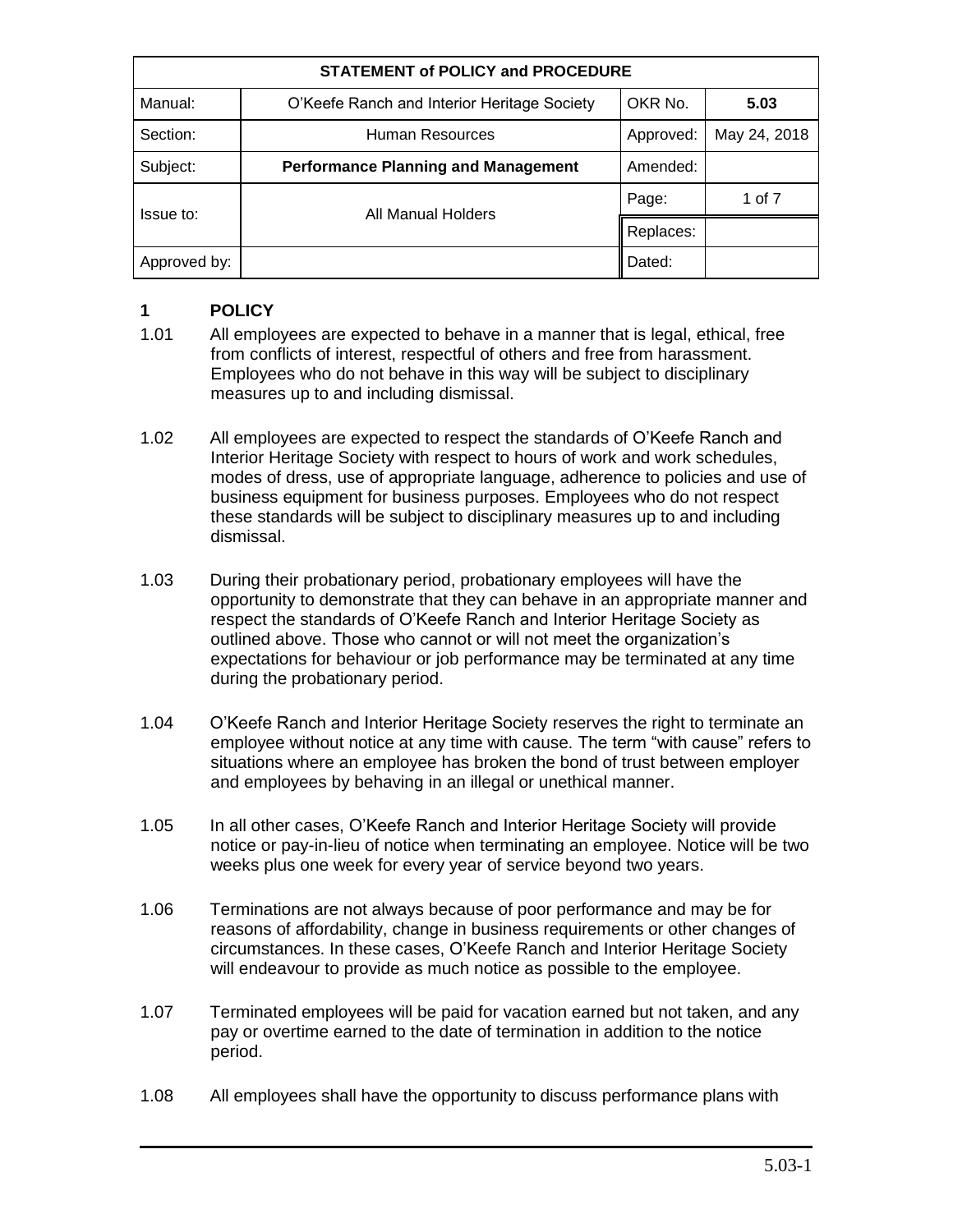| STATEMENT of POLICY and PROCEDURE | | | |
| --- | --- | --- | --- |
| Manual: | O'Keefe Ranch and Interior Heritage Society | OKR No. | **5.03** |
| Section: | Human Resources | Approved: | May 24, 2018 |
| Subject: | **Performance Planning and Management** | Amended: | |
| Issue to: | All Manual Holders | Page: | 1 of 7 |
| | | Replaces: | |
| Approved by: | | Dated: | |

## 1 POLICY

1.01 All employees are expected to behave in a manner that is legal, ethical, free from conflicts of interest, respectful of others and free from harassment. Employees who do not behave in this way will be subject to disciplinary measures up to and including dismissal.

1.02 All employees are expected to respect the standards of O'Keefe Ranch and Interior Heritage Society with respect to hours of work and work schedules, modes of dress, use of appropriate language, adherence to policies and use of business equipment for business purposes. Employees who do not respect these standards will be subject to disciplinary measures up to and including dismissal.

1.03 During their probationary period, probationary employees will have the opportunity to demonstrate that they can behave in an appropriate manner and respect the standards of O'Keefe Ranch and Interior Heritage Society as outlined above. Those who cannot or will not meet the organization's expectations for behaviour or job performance may be terminated at any time during the probationary period.

1.04 O'Keefe Ranch and Interior Heritage Society reserves the right to terminate an employee without notice at any time with cause. The term "with cause" refers to situations where an employee has broken the bond of trust between employer and employees by behaving in an illegal or unethical manner.

1.05 In all other cases, O'Keefe Ranch and Interior Heritage Society will provide notice or pay-in-lieu of notice when terminating an employee. Notice will be two weeks plus one week for every year of service beyond two years.

1.06 Terminations are not always because of poor performance and may be for reasons of affordability, change in business requirements or other changes of circumstances. In these cases, O'Keefe Ranch and Interior Heritage Society will endeavour to provide as much notice as possible to the employee.

1.07 Terminated employees will be paid for vacation earned but not taken, and any pay or overtime earned to the date of termination in addition to the notice period.

1.08 All employees shall have the opportunity to discuss performance plans with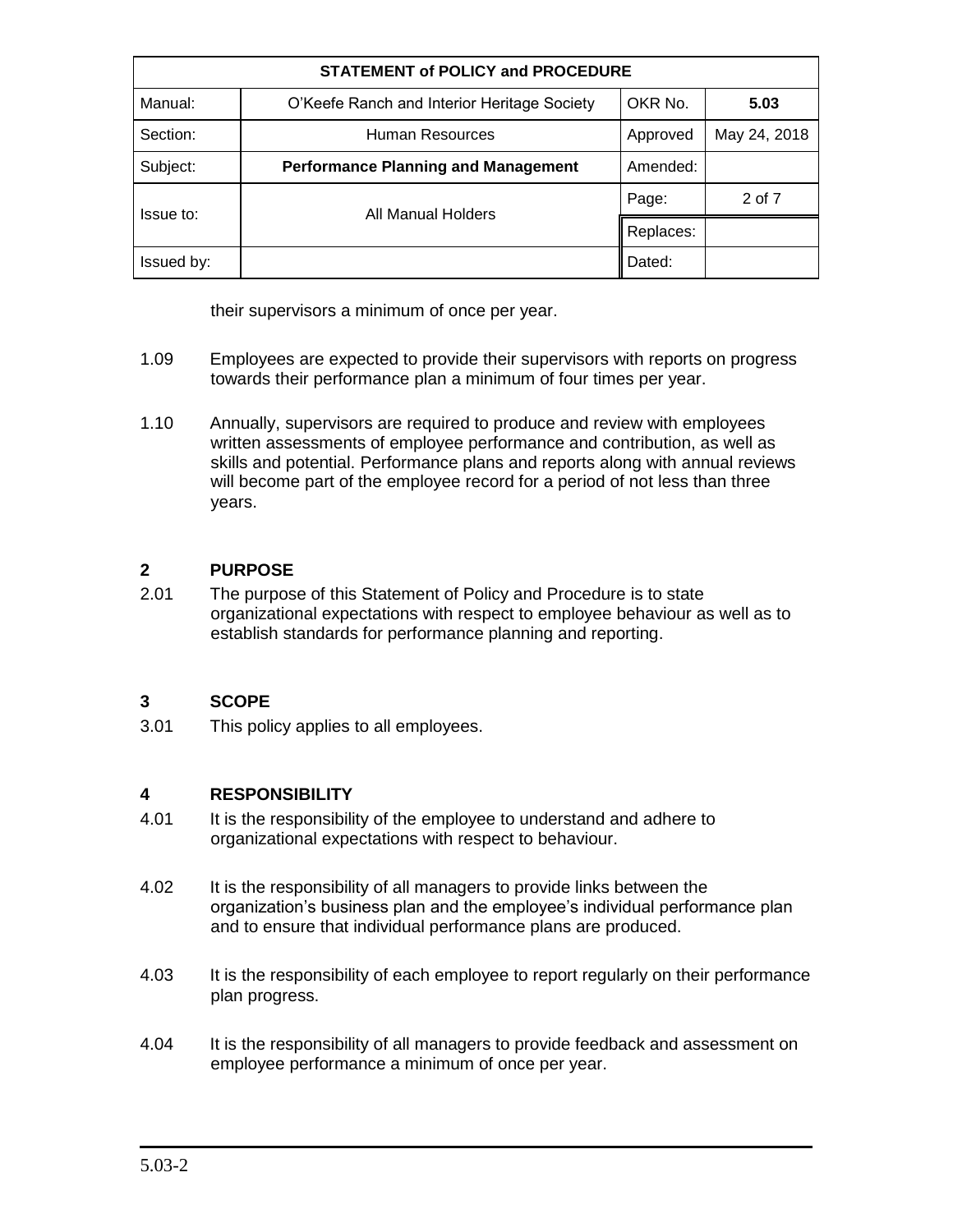| STATEMENT of POLICY and PROCEDURE | | | |
| --- | --- | --- | --- |
| Manual: | O'Keefe Ranch and Interior Heritage Society | OKR No. | **5.03** |
| Section: | Human Resources | Approved | May 24, 2018 |
| Subject: | **Performance Planning and Management** | Amended: | |
| Issue to: | All Manual Holders | Page: | 2 of 7 |
| | | Replaces: | |
| Issued by: | | Dated: | |

their supervisors a minimum of once per year.

1.09 Employees are expected to provide their supervisors with reports on progress towards their performance plan a minimum of four times per year.

1.10 Annually, supervisors are required to produce and review with employees written assessments of employee performance and contribution, as well as skills and potential. Performance plans and reports along with annual reviews will become part of the employee record for a period of not less than three years.

## 2 PURPOSE

2.01 The purpose of this Statement of Policy and Procedure is to state organizational expectations with respect to employee behaviour as well as to establish standards for performance planning and reporting.

## 3 SCOPE

3.01 This policy applies to all employees.

## 4 RESPONSIBILITY

4.01 It is the responsibility of the employee to understand and adhere to organizational expectations with respect to behaviour.

4.02 It is the responsibility of all managers to provide links between the organization's business plan and the employee's individual performance plan and to ensure that individual performance plans are produced.

4.03 It is the responsibility of each employee to report regularly on their performance plan progress.

4.04 It is the responsibility of all managers to provide feedback and assessment on employee performance a minimum of once per year.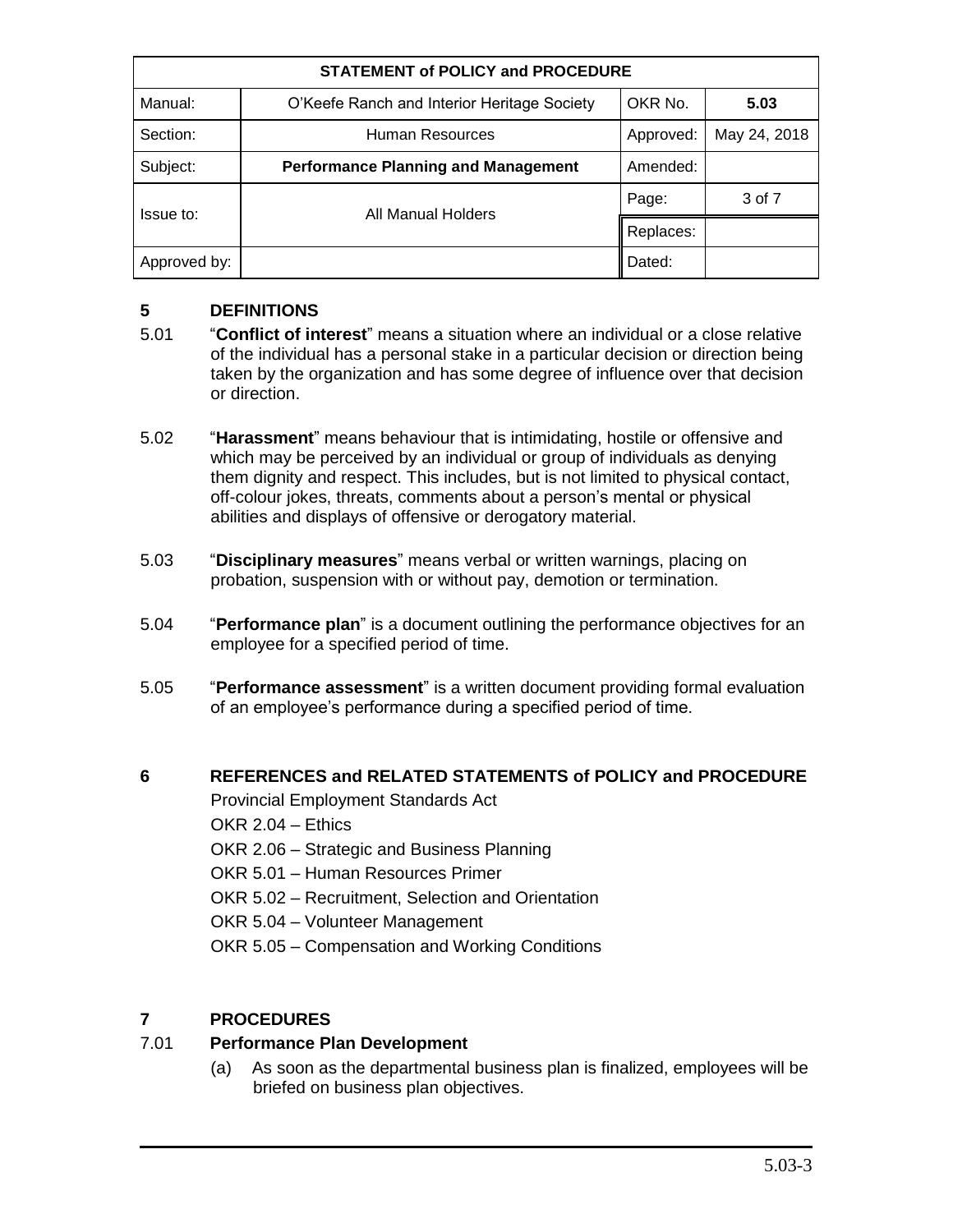| STATEMENT of POLICY and PROCEDURE | | | |
|---|---|---|---|
| Manual: | O'Keefe Ranch and Interior Heritage Society | OKR No. | **5.03** |
| Section: | Human Resources | Approved: | May 24, 2018 |
| Subject: | **Performance Planning and Management** | Amended: | |
| Issue to: | All Manual Holders | Page: | 3 of 7 |
| | | Replaces: | |
| Approved by: | | Dated: | |

## 5 DEFINITIONS

5.01 "**Conflict of interest**" means a situation where an individual or a close relative of the individual has a personal stake in a particular decision or direction being taken by the organization and has some degree of influence over that decision or direction.

5.02 "**Harassment**" means behaviour that is intimidating, hostile or offensive and which may be perceived by an individual or group of individuals as denying them dignity and respect. This includes, but is not limited to physical contact, off-colour jokes, threats, comments about a person's mental or physical abilities and displays of offensive or derogatory material.

5.03 "**Disciplinary measures**" means verbal or written warnings, placing on probation, suspension with or without pay, demotion or termination.

5.04 "**Performance plan**" is a document outlining the performance objectives for an employee for a specified period of time.

5.05 "**Performance assessment**" is a written document providing formal evaluation of an employee's performance during a specified period of time.

## 6 REFERENCES and RELATED STATEMENTS of POLICY and PROCEDURE

Provincial Employment Standards Act

OKR 2.04 – Ethics

OKR 2.06 – Strategic and Business Planning

OKR 5.01 – Human Resources Primer

OKR 5.02 – Recruitment, Selection and Orientation

OKR 5.04 – Volunteer Management

OKR 5.05 – Compensation and Working Conditions

## 7 PROCEDURES

### 7.01 Performance Plan Development

(a) As soon as the departmental business plan is finalized, employees will be briefed on business plan objectives.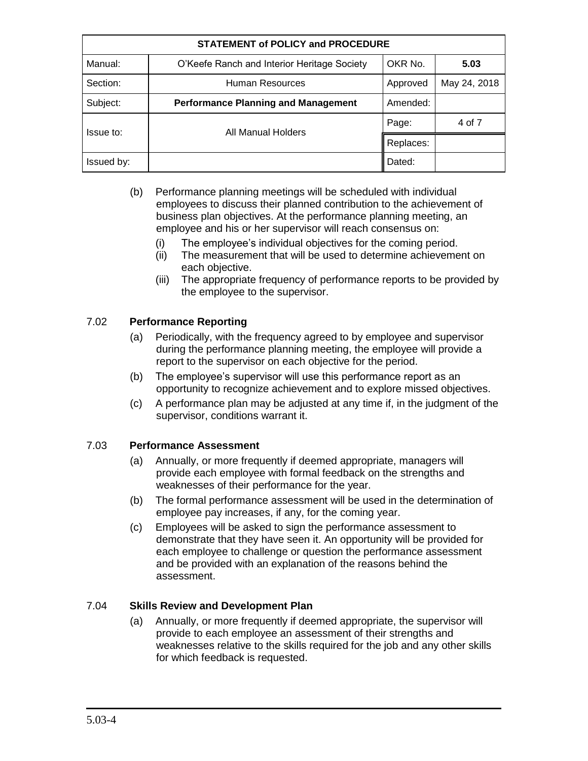| STATEMENT of POLICY and PROCEDURE | | | |
|---|---|---|---|
| Manual: | O'Keefe Ranch and Interior Heritage Society | OKR No. | **5.03** |
| Section: | Human Resources | Approved | May 24, 2018 |
| Subject: | **Performance Planning and Management** | Amended: | |
| Issue to: | All Manual Holders | Page: | 4 of 7 |
| | | Replaces: | |
| Issued by: | | Dated: | |

(b) Performance planning meetings will be scheduled with individual employees to discuss their planned contribution to the achievement of business plan objectives. At the performance planning meeting, an employee and his or her supervisor will reach consensus on:

- (i) The employee's individual objectives for the coming period.
- (ii) The measurement that will be used to determine achievement on each objective.
- (iii) The appropriate frequency of performance reports to be provided by the employee to the supervisor.

7.02 **Performance Reporting**

(a) Periodically, with the frequency agreed to by employee and supervisor during the performance planning meeting, the employee will provide a report to the supervisor on each objective for the period.

(b) The employee's supervisor will use this performance report as an opportunity to recognize achievement and to explore missed objectives.

(c) A performance plan may be adjusted at any time if, in the judgment of the supervisor, conditions warrant it.

7.03 **Performance Assessment**

(a) Annually, or more frequently if deemed appropriate, managers will provide each employee with formal feedback on the strengths and weaknesses of their performance for the year.

(b) The formal performance assessment will be used in the determination of employee pay increases, if any, for the coming year.

(c) Employees will be asked to sign the performance assessment to demonstrate that they have seen it. An opportunity will be provided for each employee to challenge or question the performance assessment and be provided with an explanation of the reasons behind the assessment.

7.04 **Skills Review and Development Plan**

(a) Annually, or more frequently if deemed appropriate, the supervisor will provide to each employee an assessment of their strengths and weaknesses relative to the skills required for the job and any other skills for which feedback is requested.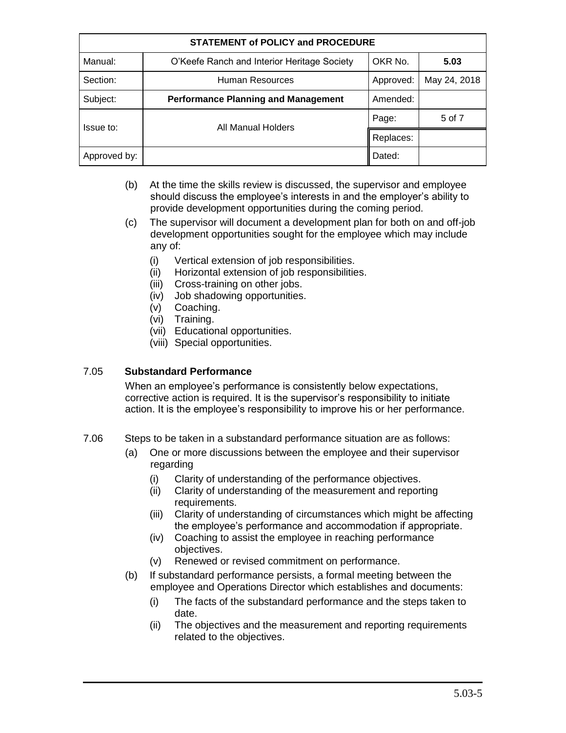| STATEMENT of POLICY and PROCEDURE | | | |
|---|---|---|---|
| Manual: | O'Keefe Ranch and Interior Heritage Society | OKR No. | **5.03** |
| Section: | Human Resources | Approved: | May 24, 2018 |
| Subject: | **Performance Planning and Management** | Amended: | |
| Issue to: | All Manual Holders | Page: | 5 of 7 |
| | | Replaces: | |
| Approved by: | | Dated: | |

(b) At the time the skills review is discussed, the supervisor and employee should discuss the employee's interests in and the employer's ability to provide development opportunities during the coming period.

(c) The supervisor will document a development plan for both on and off-job development opportunities sought for the employee which may include any of:

- (i) Vertical extension of job responsibilities.
- (ii) Horizontal extension of job responsibilities.
- (iii) Cross-training on other jobs.
- (iv) Job shadowing opportunities.
- (v) Coaching.
- (vi) Training.
- (vii) Educational opportunities.
- (viii) Special opportunities.

7.05 **Substandard Performance**

When an employee's performance is consistently below expectations, corrective action is required. It is the supervisor's responsibility to initiate action. It is the employee's responsibility to improve his or her performance.

7.06 Steps to be taken in a substandard performance situation are as follows:

(a) One or more discussions between the employee and their supervisor regarding

- (i) Clarity of understanding of the performance objectives.
- (ii) Clarity of understanding of the measurement and reporting requirements.
- (iii) Clarity of understanding of circumstances which might be affecting the employee's performance and accommodation if appropriate.
- (iv) Coaching to assist the employee in reaching performance objectives.
- (v) Renewed or revised commitment on performance.

(b) If substandard performance persists, a formal meeting between the employee and Operations Director which establishes and documents:

- (i) The facts of the substandard performance and the steps taken to date.
- (ii) The objectives and the measurement and reporting requirements related to the objectives.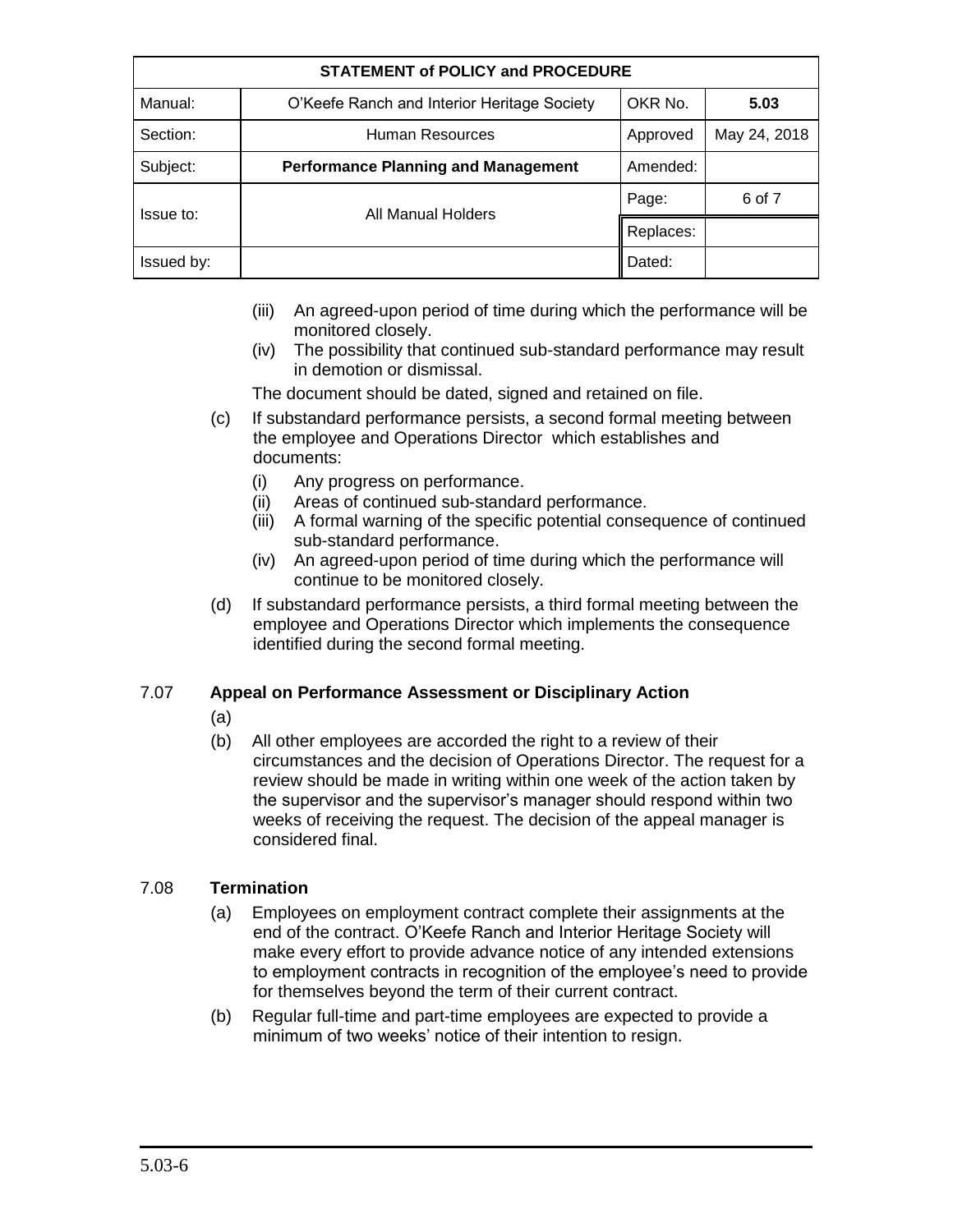| STATEMENT of POLICY and PROCEDURE | | | |
|---|---|---|---|
| Manual: | O'Keefe Ranch and Interior Heritage Society | OKR No. | **5.03** |
| Section: | Human Resources | Approved | May 24, 2018 |
| Subject: | **Performance Planning and Management** | Amended: | |
| Issue to: | All Manual Holders | Page: | 6 of 7 |
| | | Replaces: | |
| Issued by: | | Dated: | |

(iii) An agreed-upon period of time during which the performance will be monitored closely.

(iv) The possibility that continued sub-standard performance may result in demotion or dismissal.

The document should be dated, signed and retained on file.

(c) If substandard performance persists, a second formal meeting between the employee and Operations Director which establishes and documents:

(i) Any progress on performance.

(ii) Areas of continued sub-standard performance.

(iii) A formal warning of the specific potential consequence of continued sub-standard performance.

(iv) An agreed-upon period of time during which the performance will continue to be monitored closely.

(d) If substandard performance persists, a third formal meeting between the employee and Operations Director which implements the consequence identified during the second formal meeting.

7.07 **Appeal on Performance Assessment or Disciplinary Action**

(a)

(b) All other employees are accorded the right to a review of their circumstances and the decision of Operations Director. The request for a review should be made in writing within one week of the action taken by the supervisor and the supervisor's manager should respond within two weeks of receiving the request. The decision of the appeal manager is considered final.

7.08 **Termination**

(a) Employees on employment contract complete their assignments at the end of the contract. O'Keefe Ranch and Interior Heritage Society will make every effort to provide advance notice of any intended extensions to employment contracts in recognition of the employee's need to provide for themselves beyond the term of their current contract.

(b) Regular full-time and part-time employees are expected to provide a minimum of two weeks' notice of their intention to resign.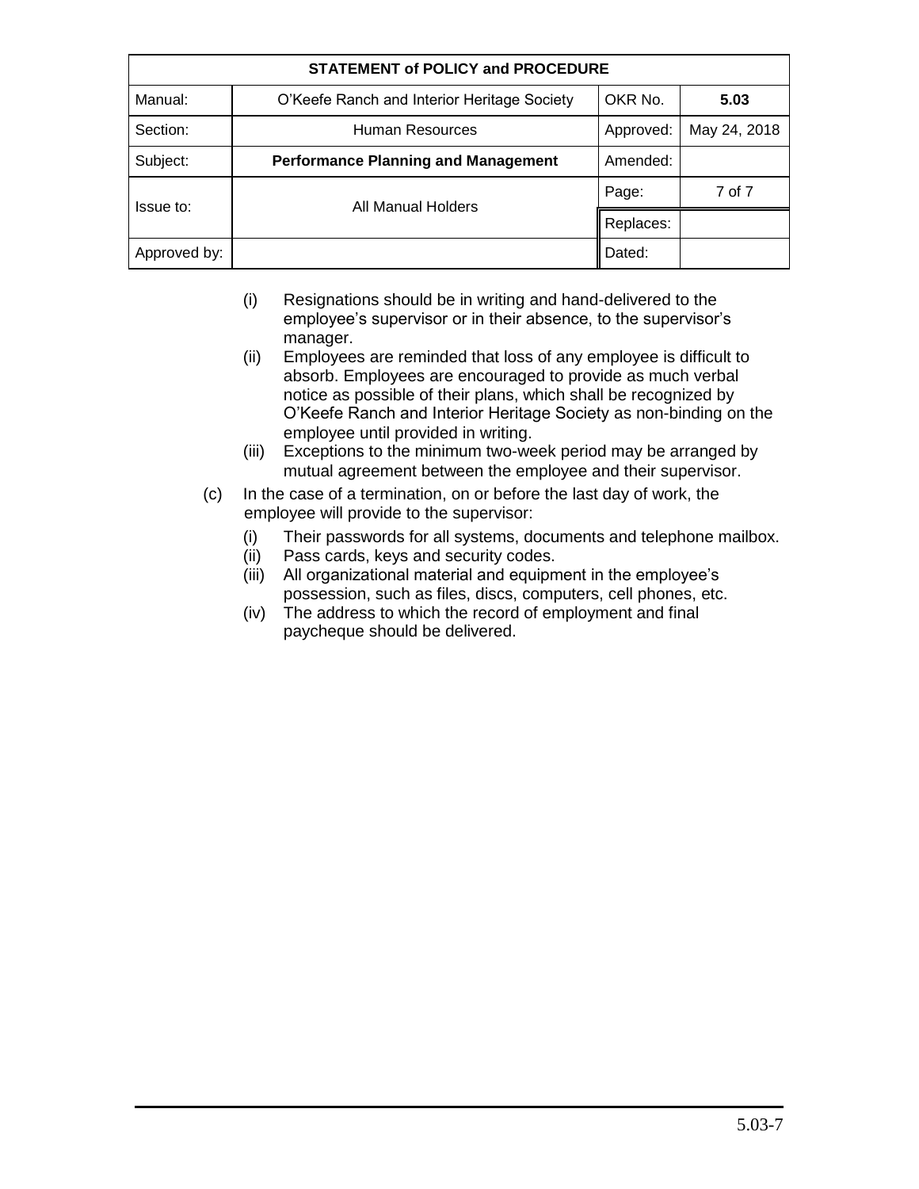(i) Resignations should be in writing and hand-delivered to the employee's supervisor or in their absence, to the supervisor's manager.

(ii) Employees are reminded that loss of any employee is difficult to absorb. Employees are encouraged to provide as much verbal notice as possible of their plans, which shall be recognized by O'Keefe Ranch and Interior Heritage Society as non-binding on the employee until provided in writing.

(iii) Exceptions to the minimum two-week period may be arranged by mutual agreement between the employee and their supervisor.

(c) In the case of a termination, on or before the last day of work, the employee will provide to the supervisor:

(i) Their passwords for all systems, documents and telephone mailbox.

(ii) Pass cards, keys and security codes.

(iii) All organizational material and equipment in the employee's possession, such as files, discs, computers, cell phones, etc.

(iv) The address to which the record of employment and final paycheque should be delivered.